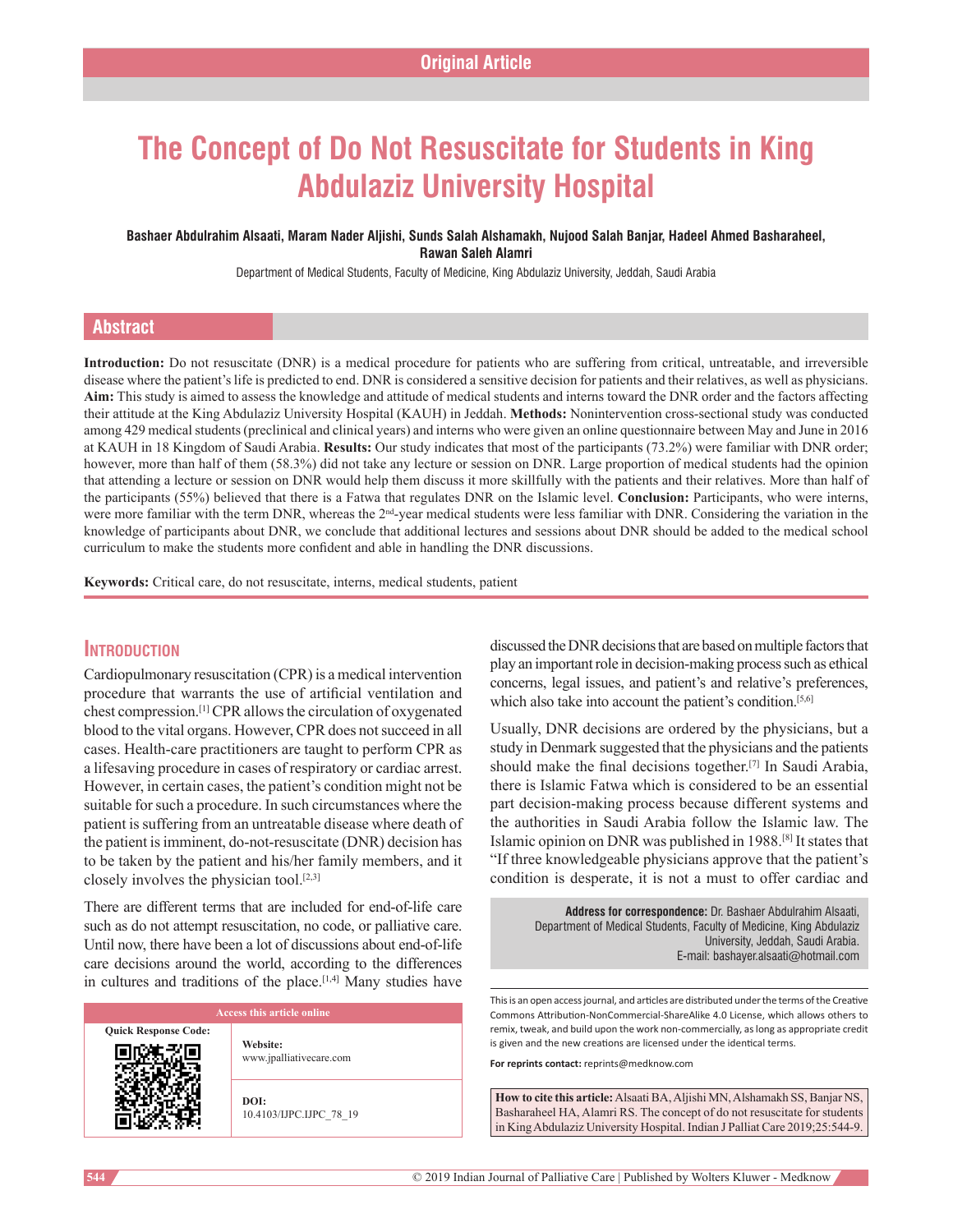Original Article

# The Concept of Do Not Resuscitate for Students in King Abdulaziz University Hospital

**Bashaer Abdulrahim Alsaati, Maram Nader Aljishi, Sunds Salah Alshamakh, Nujood Salah Banjar, Hadeel Ahmed Basharaheel, Rawan Saleh Alamri**

Department of Medical Students, Faculty of Medicine, King Abdulaziz University, Jeddah, Saudi Arabia

## Abstract

**Introduction:** Do not resuscitate (DNR) is a medical procedure for patients who are suffering from critical, untreatable, and irreversible disease where the patient's life is predicted to end. DNR is considered a sensitive decision for patients and their relatives, as well as physicians. **Aim:** This study is aimed to assess the knowledge and attitude of medical students and interns toward the DNR order and the factors affecting their attitude at the King Abdulaziz University Hospital (KAUH) in Jeddah. **Methods:** Nonintervention cross-sectional study was conducted among 429 medical students (preclinical and clinical years) and interns who were given an online questionnaire between May and June in 2016 at KAUH in 18 Kingdom of Saudi Arabia. **Results:** Our study indicates that most of the participants (73.2%) were familiar with DNR order; however, more than half of them (58.3%) did not take any lecture or session on DNR. Large proportion of medical students had the opinion that attending a lecture or session on DNR would help them discuss it more skillfully with the patients and their relatives. More than half of the participants (55%) believed that there is a Fatwa that regulates DNR on the Islamic level. **Conclusion:** Participants, who were interns, were more familiar with the term DNR, whereas the 2nd-year medical students were less familiar with DNR. Considering the variation in the knowledge of participants about DNR, we conclude that additional lectures and sessions about DNR should be added to the medical school curriculum to make the students more confident and able in handling the DNR discussions.

**Keywords:** Critical care, do not resuscitate, interns, medical students, patient

## Introduction

Cardiopulmonary resuscitation (CPR) is a medical intervention procedure that warrants the use of artificial ventilation and chest compression.[1] CPR allows the circulation of oxygenated blood to the vital organs. However, CPR does not succeed in all cases. Health-care practitioners are taught to perform CPR as a lifesaving procedure in cases of respiratory or cardiac arrest. However, in certain cases, the patient's condition might not be suitable for such a procedure. In such circumstances where the patient is suffering from an untreatable disease where death of the patient is imminent, do-not-resuscitate (DNR) decision has to be taken by the patient and his/her family members, and it closely involves the physician tool.[2,3]

There are different terms that are included for end-of-life care such as do not attempt resuscitation, no code, or palliative care. Until now, there have been a lot of discussions about end-of-life care decisions around the world, according to the differences in cultures and traditions of the place.[1,4] Many studies have discussed the DNR decisions that are based on multiple factors that play an important role in decision-making process such as ethical concerns, legal issues, and patient's and relative's preferences, which also take into account the patient's condition.[5,6]

Usually, DNR decisions are ordered by the physicians, but a study in Denmark suggested that the physicians and the patients should make the final decisions together.[7] In Saudi Arabia, there is Islamic Fatwa which is considered to be an essential part decision-making process because different systems and the authorities in Saudi Arabia follow the Islamic law. The Islamic opinion on DNR was published in 1988.[8] It states that "If three knowledgeable physicians approve that the patient's condition is desperate, it is not a must to offer cardiac and

**Address for correspondence:** Dr. Bashaer Abdulrahim Alsaati, Department of Medical Students, Faculty of Medicine, King Abdulaziz University, Jeddah, Saudi Arabia. E-mail: bashayer.alsaati@hotmail.com

| Access this article online | |
|---|---|
| Quick Response Code: | **Website:** www.jpalliativecare.com |
| | **DOI:** 10.4103/IJPC.IJPC_78_19 |

This is an open access journal, and articles are distributed under the terms of the Creative Commons Attribution-NonCommercial-ShareAlike 4.0 License, which allows others to remix, tweak, and build upon the work non-commercially, as long as appropriate credit is given and the new creations are licensed under the identical terms.

**For reprints contact:** reprints@medknow.com

**How to cite this article:** Alsaati BA, Aljishi MN, Alshamakh SS, Banjar NS, Basharaheel HA, Alamri RS. The concept of do not resuscitate for students in King Abdulaziz University Hospital. Indian J Palliat Care 2019;25:544-9.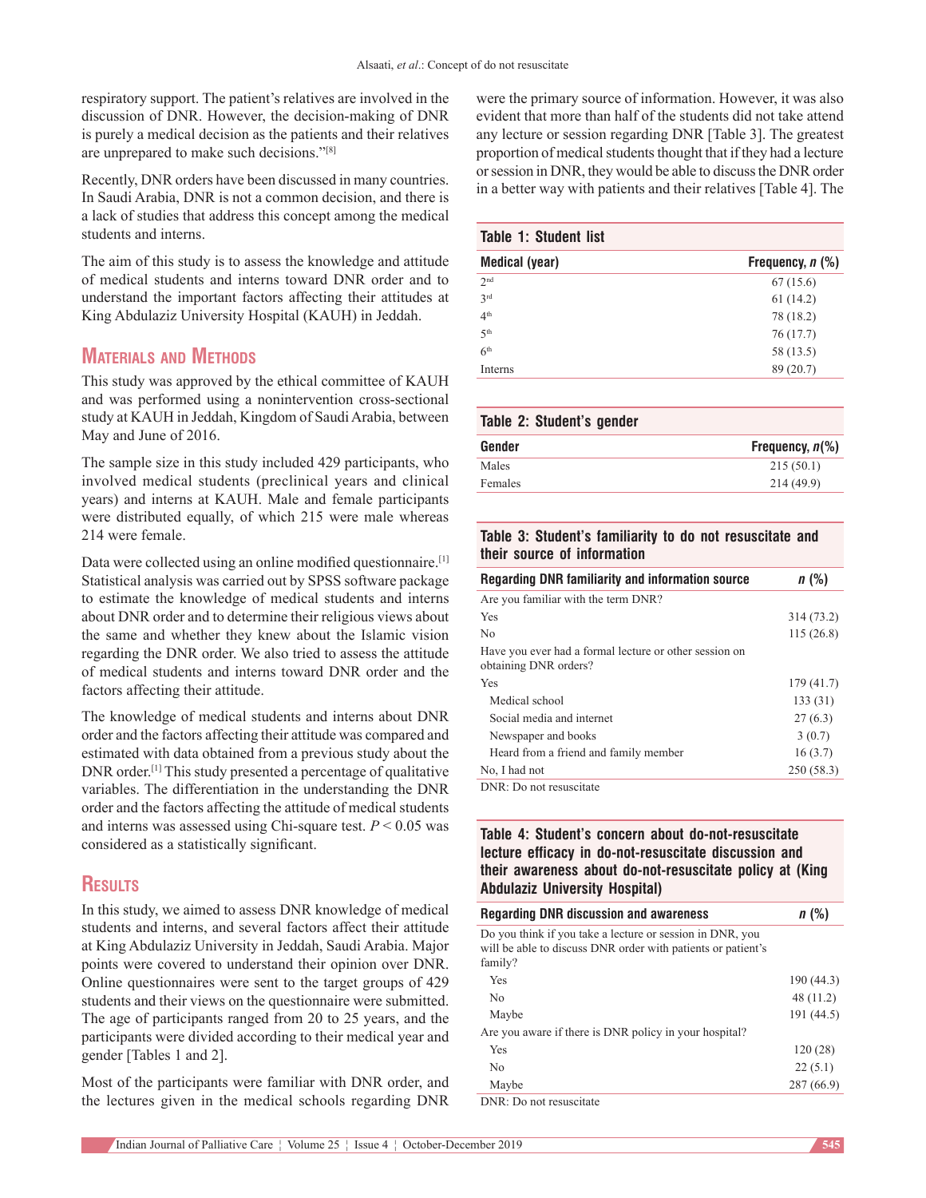respiratory support. The patient's relatives are involved in the discussion of DNR. However, the decision-making of DNR is purely a medical decision as the patients and their relatives are unprepared to make such decisions."[8]

Recently, DNR orders have been discussed in many countries. In Saudi Arabia, DNR is not a common decision, and there is a lack of studies that address this concept among the medical students and interns.

The aim of this study is to assess the knowledge and attitude of medical students and interns toward DNR order and to understand the important factors affecting their attitudes at King Abdulaziz University Hospital (KAUH) in Jeddah.

## Materials and Methods

This study was approved by the ethical committee of KAUH and was performed using a nonintervention cross-sectional study at KAUH in Jeddah, Kingdom of Saudi Arabia, between May and June of 2016.

The sample size in this study included 429 participants, who involved medical students (preclinical years and clinical years) and interns at KAUH. Male and female participants were distributed equally, of which 215 were male whereas 214 were female.

Data were collected using an online modified questionnaire.[1] Statistical analysis was carried out by SPSS software package to estimate the knowledge of medical students and interns about DNR order and to determine their religious views about the same and whether they knew about the Islamic vision regarding the DNR order. We also tried to assess the attitude of medical students and interns toward DNR order and the factors affecting their attitude.

The knowledge of medical students and interns about DNR order and the factors affecting their attitude was compared and estimated with data obtained from a previous study about the DNR order.[1] This study presented a percentage of qualitative variables. The differentiation in the understanding the DNR order and the factors affecting the attitude of medical students and interns was assessed using Chi-square test. $P < 0.05$ was considered as a statistically significant.

## Results

In this study, we aimed to assess DNR knowledge of medical students and interns, and several factors affect their attitude at King Abdulaziz University in Jeddah, Saudi Arabia. Major points were covered to understand their opinion over DNR. Online questionnaires were sent to the target groups of 429 students and their views on the questionnaire were submitted. The age of participants ranged from 20 to 25 years, and the participants were divided according to their medical year and gender [Tables 1 and 2].

Most of the participants were familiar with DNR order, and the lectures given in the medical schools regarding DNR were the primary source of information. However, it was also evident that more than half of the students did not take attend any lecture or session regarding DNR [Table 3]. The greatest proportion of medical students thought that if they had a lecture or session in DNR, they would be able to discuss the DNR order in a better way with patients and their relatives [Table 4]. The

**Table 1: Student list**

| Medical (year) | Frequency, *n* (%) |
|---|---|
| 2nd | 67 (15.6) |
| 3rd | 61 (14.2) |
| 4th | 78 (18.2) |
| 5th | 76 (17.7) |
| 6th | 58 (13.5) |
| Interns | 89 (20.7) |

**Table 2: Student's gender**

| Gender | Frequency, *n*(%) |
|---|---|
| Males | 215 (50.1) |
| Females | 214 (49.9) |

**Table 3: Student's familiarity to do not resuscitate and their source of information**

| Regarding DNR familiarity and information source | *n* (%) |
|---|---|
| Are you familiar with the term DNR? | |
| Yes | 314 (73.2) |
| No | 115 (26.8) |
| Have you ever had a formal lecture or other session on obtaining DNR orders? | |
| Yes | 179 (41.7) |
| Medical school | 133 (31) |
| Social media and internet | 27 (6.3) |
| Newspaper and books | 3 (0.7) |
| Heard from a friend and family member | 16 (3.7) |
| No, I had not | 250 (58.3) |

DNR: Do not resuscitate

**Table 4: Student's concern about do-not-resuscitate lecture efficacy in do-not-resuscitate discussion and their awareness about do-not-resuscitate policy at (King Abdulaziz University Hospital)**

| Regarding DNR discussion and awareness | *n* (%) |
|---|---|
| Do you think if you take a lecture or session in DNR, you will be able to discuss DNR order with patients or patient's family? | |
| Yes | 190 (44.3) |
| No | 48 (11.2) |
| Maybe | 191 (44.5) |
| Are you aware if there is DNR policy in your hospital? | |
| Yes | 120 (28) |
| No | 22 (5.1) |
| Maybe | 287 (66.9) |

DNR: Do not resuscitate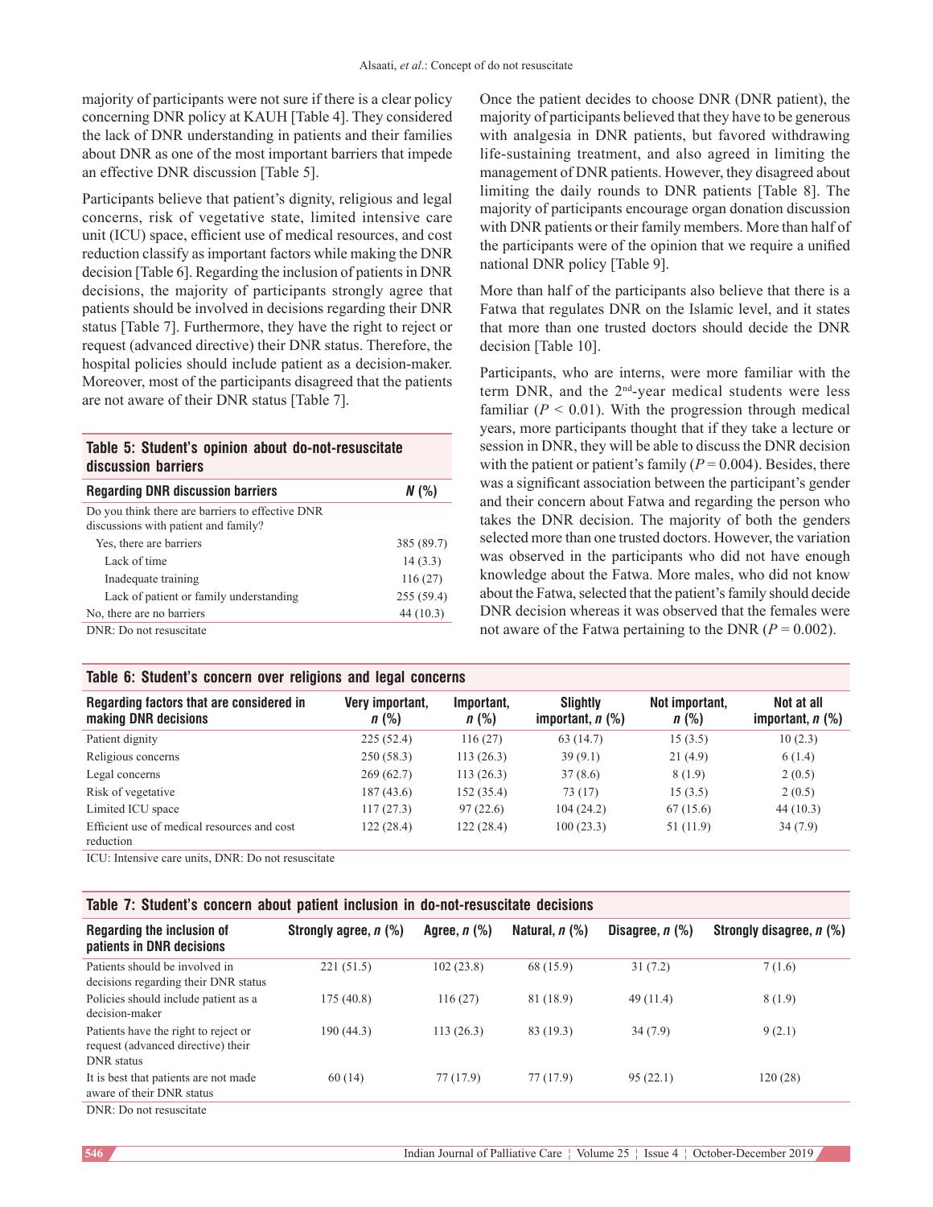majority of participants were not sure if there is a clear policy concerning DNR policy at KAUH [Table 4]. They considered the lack of DNR understanding in patients and their families about DNR as one of the most important barriers that impede an effective DNR discussion [Table 5].

Participants believe that patient's dignity, religious and legal concerns, risk of vegetative state, limited intensive care unit (ICU) space, efficient use of medical resources, and cost reduction classify as important factors while making the DNR decision [Table 6]. Regarding the inclusion of patients in DNR decisions, the majority of participants strongly agree that patients should be involved in decisions regarding their DNR status [Table 7]. Furthermore, they have the right to reject or request (advanced directive) their DNR status. Therefore, the hospital policies should include patient as a decision-maker. Moreover, most of the participants disagreed that the patients are not aware of their DNR status [Table 7].

**Table 5: Student's opinion about do-not-resuscitate discussion barriers**

| Regarding DNR discussion barriers | N (%) |
|---|---|
| Do you think there are barriers to effective DNR discussions with patient and family? | |
| Yes, there are barriers | 385 (89.7) |
| Lack of time | 14 (3.3) |
| Inadequate training | 116 (27) |
| Lack of patient or family understanding | 255 (59.4) |
| No, there are no barriers | 44 (10.3) |

DNR: Do not resuscitate

Once the patient decides to choose DNR (DNR patient), the majority of participants believed that they have to be generous with analgesia in DNR patients, but favored withdrawing life-sustaining treatment, and also agreed in limiting the management of DNR patients. However, they disagreed about limiting the daily rounds to DNR patients [Table 8]. The majority of participants encourage organ donation discussion with DNR patients or their family members. More than half of the participants were of the opinion that we require a unified national DNR policy [Table 9].

More than half of the participants also believe that there is a Fatwa that regulates DNR on the Islamic level, and it states that more than one trusted doctors should decide the DNR decision [Table 10].

Participants, who are interns, were more familiar with the term DNR, and the 2nd-year medical students were less familiar ($P < 0.01$). With the progression through medical years, more participants thought that if they take a lecture or session in DNR, they will be able to discuss the DNR decision with the patient or patient's family ($P = 0.004$). Besides, there was a significant association between the participant's gender and their concern about Fatwa and regarding the person who takes the DNR decision. The majority of both the genders selected more than one trusted doctors. However, the variation was observed in the participants who did not have enough knowledge about the Fatwa. More males, who did not know about the Fatwa, selected that the patient's family should decide DNR decision whereas it was observed that the females were not aware of the Fatwa pertaining to the DNR ($P = 0.002$).

**Table 6: Student's concern over religions and legal concerns**

| Regarding factors that are considered in making DNR decisions | Very important, n (%) | Important, n (%) | Slightly important, n (%) | Not important, n (%) | Not at all important, n (%) |
|---|---|---|---|---|---|
| Patient dignity | 225 (52.4) | 116 (27) | 63 (14.7) | 15 (3.5) | 10 (2.3) |
| Religious concerns | 250 (58.3) | 113 (26.3) | 39 (9.1) | 21 (4.9) | 6 (1.4) |
| Legal concerns | 269 (62.7) | 113 (26.3) | 37 (8.6) | 8 (1.9) | 2 (0.5) |
| Risk of vegetative | 187 (43.6) | 152 (35.4) | 73 (17) | 15 (3.5) | 2 (0.5) |
| Limited ICU space | 117 (27.3) | 97 (22.6) | 104 (24.2) | 67 (15.6) | 44 (10.3) |
| Efficient use of medical resources and cost reduction | 122 (28.4) | 122 (28.4) | 100 (23.3) | 51 (11.9) | 34 (7.9) |

ICU: Intensive care units, DNR: Do not resuscitate

**Table 7: Student's concern about patient inclusion in do-not-resuscitate decisions**

| Regarding the inclusion of patients in DNR decisions | Strongly agree, n (%) | Agree, n (%) | Natural, n (%) | Disagree, n (%) | Strongly disagree, n (%) |
|---|---|---|---|---|---|
| Patients should be involved in decisions regarding their DNR status | 221 (51.5) | 102 (23.8) | 68 (15.9) | 31 (7.2) | 7 (1.6) |
| Policies should include patient as a decision-maker | 175 (40.8) | 116 (27) | 81 (18.9) | 49 (11.4) | 8 (1.9) |
| Patients have the right to reject or request (advanced directive) their DNR status | 190 (44.3) | 113 (26.3) | 83 (19.3) | 34 (7.9) | 9 (2.1) |
| It is best that patients are not made aware of their DNR status | 60 (14) | 77 (17.9) | 77 (17.9) | 95 (22.1) | 120 (28) |

DNR: Do not resuscitate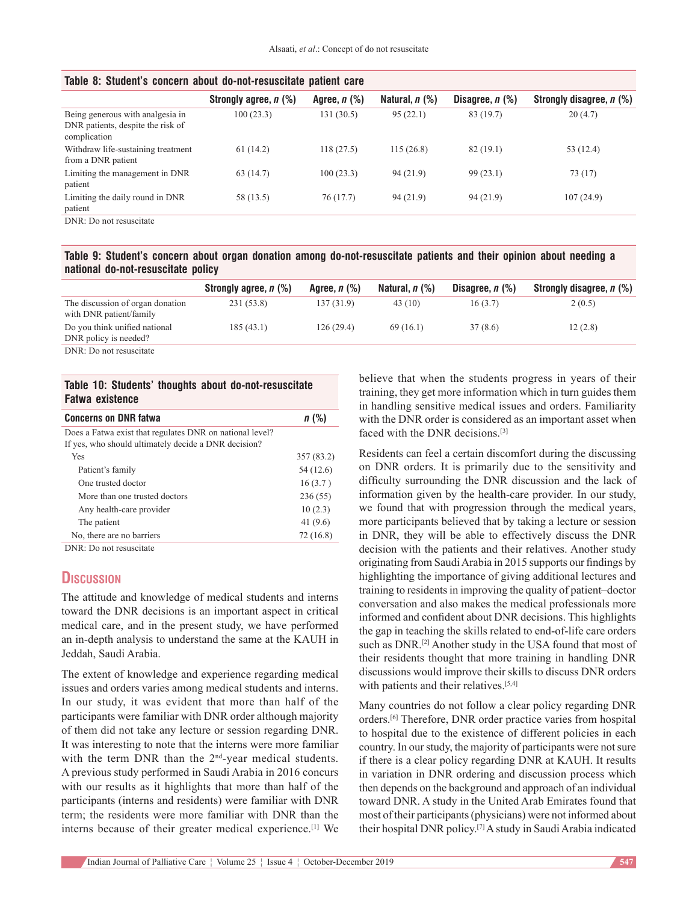**Table 8: Student's concern about do-not-resuscitate patient care**

| | Strongly agree, *n* (%) | Agree, *n* (%) | Natural, *n* (%) | Disagree, *n* (%) | Strongly disagree, *n* (%) |
|---|---|---|---|---|---|
| Being generous with analgesia in DNR patients, despite the risk of complication | 100 (23.3) | 131 (30.5) | 95 (22.1) | 83 (19.7) | 20 (4.7) |
| Withdraw life-sustaining treatment from a DNR patient | 61 (14.2) | 118 (27.5) | 115 (26.8) | 82 (19.1) | 53 (12.4) |
| Limiting the management in DNR patient | 63 (14.7) | 100 (23.3) | 94 (21.9) | 99 (23.1) | 73 (17) |
| Limiting the daily round in DNR patient | 58 (13.5) | 76 (17.7) | 94 (21.9) | 94 (21.9) | 107 (24.9) |

DNR: Do not resuscitate

**Table 9: Student's concern about organ donation among do-not-resuscitate patients and their opinion about needing a national do-not-resuscitate policy**

| | Strongly agree, *n* (%) | Agree, *n* (%) | Natural, *n* (%) | Disagree, *n* (%) | Strongly disagree, *n* (%) |
|---|---|---|---|---|---|
| The discussion of organ donation with DNR patient/family | 231 (53.8) | 137 (31.9) | 43 (10) | 16 (3.7) | 2 (0.5) |
| Do you think unified national DNR policy is needed? | 185 (43.1) | 126 (29.4) | 69 (16.1) | 37 (8.6) | 12 (2.8) |

DNR: Do not resuscitate

**Table 10: Students' thoughts about do-not-resuscitate Fatwa existence**

| Concerns on DNR fatwa | *n* (%) |
|---|---|
| Does a Fatwa exist that regulates DNR on national level? | |
| If yes, who should ultimately decide a DNR decision? | |
| Yes | 357 (83.2) |
| Patient's family | 54 (12.6) |
| One trusted doctor | 16 (3.7 ) |
| More than one trusted doctors | 236 (55) |
| Any health-care provider | 10 (2.3) |
| The patient | 41 (9.6) |
| No, there are no barriers | 72 (16.8) |

DNR: Do not resuscitate

## Discussion

The attitude and knowledge of medical students and interns toward the DNR decisions is an important aspect in critical medical care, and in the present study, we have performed an in-depth analysis to understand the same at the KAUH in Jeddah, Saudi Arabia.

The extent of knowledge and experience regarding medical issues and orders varies among medical students and interns. In our study, it was evident that more than half of the participants were familiar with DNR order although majority of them did not take any lecture or session regarding DNR. It was interesting to note that the interns were more familiar with the term DNR than the 2nd-year medical students. A previous study performed in Saudi Arabia in 2016 concurs with our results as it highlights that more than half of the participants (interns and residents) were familiar with DNR term; the residents were more familiar with DNR than the interns because of their greater medical experience.[1] We believe that when the students progress in years of their training, they get more information which in turn guides them in handling sensitive medical issues and orders. Familiarity with the DNR order is considered as an important asset when faced with the DNR decisions.[3]

Residents can feel a certain discomfort during the discussing on DNR orders. It is primarily due to the sensitivity and difficulty surrounding the DNR discussion and the lack of information given by the health-care provider. In our study, we found that with progression through the medical years, more participants believed that by taking a lecture or session in DNR, they will be able to effectively discuss the DNR decision with the patients and their relatives. Another study originating from Saudi Arabia in 2015 supports our findings by highlighting the importance of giving additional lectures and training to residents in improving the quality of patient–doctor conversation and also makes the medical professionals more informed and confident about DNR decisions. This highlights the gap in teaching the skills related to end-of-life care orders such as DNR.[2] Another study in the USA found that most of their residents thought that more training in handling DNR discussions would improve their skills to discuss DNR orders with patients and their relatives.[5,4]

Many countries do not follow a clear policy regarding DNR orders.[6] Therefore, DNR order practice varies from hospital to hospital due to the existence of different policies in each country. In our study, the majority of participants were not sure if there is a clear policy regarding DNR at KAUH. It results in variation in DNR ordering and discussion process which then depends on the background and approach of an individual toward DNR. A study in the United Arab Emirates found that most of their participants (physicians) were not informed about their hospital DNR policy.[7] A study in Saudi Arabia indicated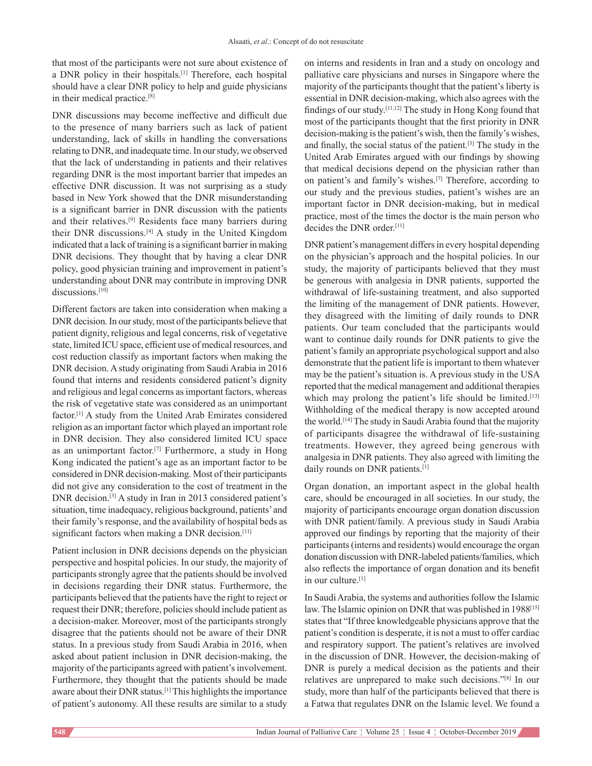that most of the participants were not sure about existence of a DNR policy in their hospitals.[1] Therefore, each hospital should have a clear DNR policy to help and guide physicians in their medical practice.[8]

DNR discussions may become ineffective and difficult due to the presence of many barriers such as lack of patient understanding, lack of skills in handling the conversations relating to DNR, and inadequate time. In our study, we observed that the lack of understanding in patients and their relatives regarding DNR is the most important barrier that impedes an effective DNR discussion. It was not surprising as a study based in New York showed that the DNR misunderstanding is a significant barrier in DNR discussion with the patients and their relatives.[9] Residents face many barriers during their DNR discussions.[4] A study in the United Kingdom indicated that a lack of training is a significant barrier in making DNR decisions. They thought that by having a clear DNR policy, good physician training and improvement in patient's understanding about DNR may contribute in improving DNR discussions.[10]

Different factors are taken into consideration when making a DNR decision. In our study, most of the participants believe that patient dignity, religious and legal concerns, risk of vegetative state, limited ICU space, efficient use of medical resources, and cost reduction classify as important factors when making the DNR decision. A study originating from Saudi Arabia in 2016 found that interns and residents considered patient's dignity and religious and legal concerns as important factors, whereas the risk of vegetative state was considered as an unimportant factor.[1] A study from the United Arab Emirates considered religion as an important factor which played an important role in DNR decision. They also considered limited ICU space as an unimportant factor.[7] Furthermore, a study in Hong Kong indicated the patient's age as an important factor to be considered in DNR decision-making. Most of their participants did not give any consideration to the cost of treatment in the DNR decision.[3] A study in Iran in 2013 considered patient's situation, time inadequacy, religious background, patients' and their family's response, and the availability of hospital beds as significant factors when making a DNR decision.[11]

Patient inclusion in DNR decisions depends on the physician perspective and hospital policies. In our study, the majority of participants strongly agree that the patients should be involved in decisions regarding their DNR status. Furthermore, the participants believed that the patients have the right to reject or request their DNR; therefore, policies should include patient as a decision-maker. Moreover, most of the participants strongly disagree that the patients should not be aware of their DNR status. In a previous study from Saudi Arabia in 2016, when asked about patient inclusion in DNR decision-making, the majority of the participants agreed with patient's involvement. Furthermore, they thought that the patients should be made aware about their DNR status.[1] This highlights the importance of patient's autonomy. All these results are similar to a study on interns and residents in Iran and a study on oncology and palliative care physicians and nurses in Singapore where the majority of the participants thought that the patient's liberty is essential in DNR decision-making, which also agrees with the findings of our study.[11,12] The study in Hong Kong found that most of the participants thought that the first priority in DNR decision-making is the patient's wish, then the family's wishes, and finally, the social status of the patient.[3] The study in the United Arab Emirates argued with our findings by showing that medical decisions depend on the physician rather than on patient's and family's wishes.[7] Therefore, according to our study and the previous studies, patient's wishes are an important factor in DNR decision-making, but in medical practice, most of the times the doctor is the main person who decides the DNR order.[11]

DNR patient's management differs in every hospital depending on the physician's approach and the hospital policies. In our study, the majority of participants believed that they must be generous with analgesia in DNR patients, supported the withdrawal of life-sustaining treatment, and also supported the limiting of the management of DNR patients. However, they disagreed with the limiting of daily rounds to DNR patients. Our team concluded that the participants would want to continue daily rounds for DNR patients to give the patient's family an appropriate psychological support and also demonstrate that the patient life is important to them whatever may be the patient's situation is. A previous study in the USA reported that the medical management and additional therapies which may prolong the patient's life should be limited.[13] Withholding of the medical therapy is now accepted around the world.[14] The study in Saudi Arabia found that the majority of participants disagree the withdrawal of life-sustaining treatments. However, they agreed being generous with analgesia in DNR patients. They also agreed with limiting the daily rounds on DNR patients.[1]

Organ donation, an important aspect in the global health care, should be encouraged in all societies. In our study, the majority of participants encourage organ donation discussion with DNR patient/family. A previous study in Saudi Arabia approved our findings by reporting that the majority of their participants (interns and residents) would encourage the organ donation discussion with DNR-labeled patients/families, which also reflects the importance of organ donation and its benefit in our culture.[1]

In Saudi Arabia, the systems and authorities follow the Islamic law. The Islamic opinion on DNR that was published in 1988[15] states that "If three knowledgeable physicians approve that the patient's condition is desperate, it is not a must to offer cardiac and respiratory support. The patient's relatives are involved in the discussion of DNR. However, the decision-making of DNR is purely a medical decision as the patients and their relatives are unprepared to make such decisions."[8] In our study, more than half of the participants believed that there is a Fatwa that regulates DNR on the Islamic level. We found a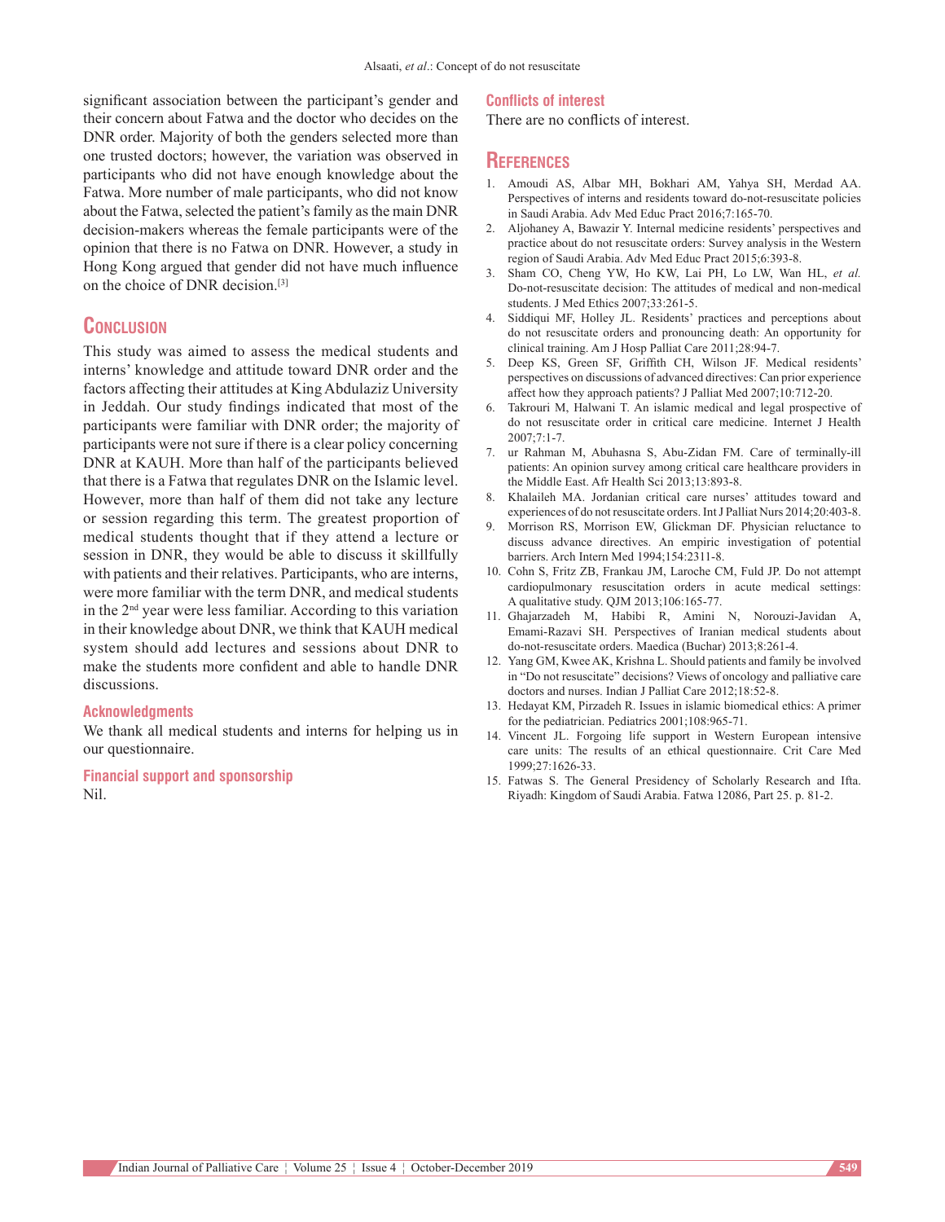significant association between the participant's gender and their concern about Fatwa and the doctor who decides on the DNR order. Majority of both the genders selected more than one trusted doctors; however, the variation was observed in participants who did not have enough knowledge about the Fatwa. More number of male participants, who did not know about the Fatwa, selected the patient's family as the main DNR decision-makers whereas the female participants were of the opinion that there is no Fatwa on DNR. However, a study in Hong Kong argued that gender did not have much influence on the choice of DNR decision.[3]

## Conclusion

This study was aimed to assess the medical students and interns' knowledge and attitude toward DNR order and the factors affecting their attitudes at King Abdulaziz University in Jeddah. Our study findings indicated that most of the participants were familiar with DNR order; the majority of participants were not sure if there is a clear policy concerning DNR at KAUH. More than half of the participants believed that there is a Fatwa that regulates DNR on the Islamic level. However, more than half of them did not take any lecture or session regarding this term. The greatest proportion of medical students thought that if they attend a lecture or session in DNR, they would be able to discuss it skillfully with patients and their relatives. Participants, who are interns, were more familiar with the term DNR, and medical students in the 2nd year were less familiar. According to this variation in their knowledge about DNR, we think that KAUH medical system should add lectures and sessions about DNR to make the students more confident and able to handle DNR discussions.

### Acknowledgments

We thank all medical students and interns for helping us in our questionnaire.

### Financial support and sponsorship

Nil.

### Conflicts of interest

There are no conflicts of interest.

## References

1. Amoudi AS, Albar MH, Bokhari AM, Yahya SH, Merdad AA. Perspectives of interns and residents toward do-not-resuscitate policies in Saudi Arabia. Adv Med Educ Pract 2016;7:165-70.
2. Aljohaney A, Bawazir Y. Internal medicine residents' perspectives and practice about do not resuscitate orders: Survey analysis in the Western region of Saudi Arabia. Adv Med Educ Pract 2015;6:393-8.
3. Sham CO, Cheng YW, Ho KW, Lai PH, Lo LW, Wan HL, *et al.* Do-not-resuscitate decision: The attitudes of medical and non-medical students. J Med Ethics 2007;33:261-5.
4. Siddiqui MF, Holley JL. Residents' practices and perceptions about do not resuscitate orders and pronouncing death: An opportunity for clinical training. Am J Hosp Palliat Care 2011;28:94-7.
5. Deep KS, Green SF, Griffith CH, Wilson JF. Medical residents' perspectives on discussions of advanced directives: Can prior experience affect how they approach patients? J Palliat Med 2007;10:712-20.
6. Takrouri M, Halwani T. An islamic medical and legal prospective of do not resuscitate order in critical care medicine. Internet J Health 2007;7:1-7.
7. ur Rahman M, Abuhasna S, Abu-Zidan FM. Care of terminally-ill patients: An opinion survey among critical care healthcare providers in the Middle East. Afr Health Sci 2013;13:893-8.
8. Khalaileh MA. Jordanian critical care nurses' attitudes toward and experiences of do not resuscitate orders. Int J Palliat Nurs 2014;20:403-8.
9. Morrison RS, Morrison EW, Glickman DF. Physician reluctance to discuss advance directives. An empiric investigation of potential barriers. Arch Intern Med 1994;154:2311-8.
10. Cohn S, Fritz ZB, Frankau JM, Laroche CM, Fuld JP. Do not attempt cardiopulmonary resuscitation orders in acute medical settings: A qualitative study. QJM 2013;106:165-77.
11. Ghajarzadeh M, Habibi R, Amini N, Norouzi-Javidan A, Emami-Razavi SH. Perspectives of Iranian medical students about do-not-resuscitate orders. Maedica (Buchar) 2013;8:261-4.
12. Yang GM, Kwee AK, Krishna L. Should patients and family be involved in "Do not resuscitate" decisions? Views of oncology and palliative care doctors and nurses. Indian J Palliat Care 2012;18:52-8.
13. Hedayat KM, Pirzadeh R. Issues in islamic biomedical ethics: A primer for the pediatrician. Pediatrics 2001;108:965-71.
14. Vincent JL. Forgoing life support in Western European intensive care units: The results of an ethical questionnaire. Crit Care Med 1999;27:1626-33.
15. Fatwas S. The General Presidency of Scholarly Research and Ifta. Riyadh: Kingdom of Saudi Arabia. Fatwa 12086, Part 25. p. 81-2.